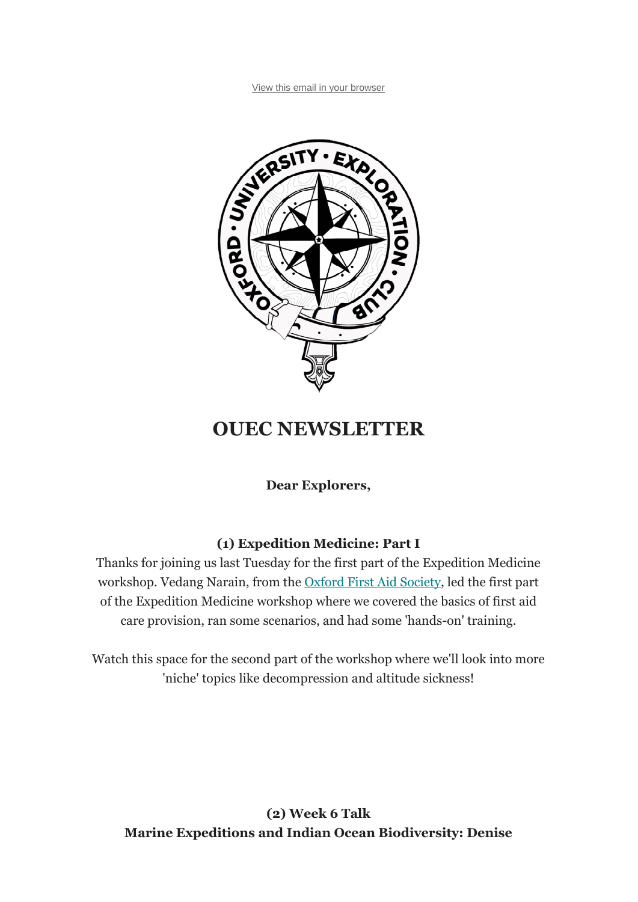View this email in your browser

# OUEC NEWSLETTER

**Dear Explorers,**

### (1) Expedition Medicine: Part I

Thanks for joining us last Tuesday for the first part of the Expedition Medicine workshop. Vedang Narain, from the Oxford First Aid Society, led the first part of the Expedition Medicine workshop where we covered the basics of first aid care provision, ran some scenarios, and had some 'hands-on' training.

Watch this space for the second part of the workshop where we'll look into more 'niche' topics like decompression and altitude sickness!

### (2) Week 6 Talk
### Marine Expeditions and Indian Ocean Biodiversity: Denise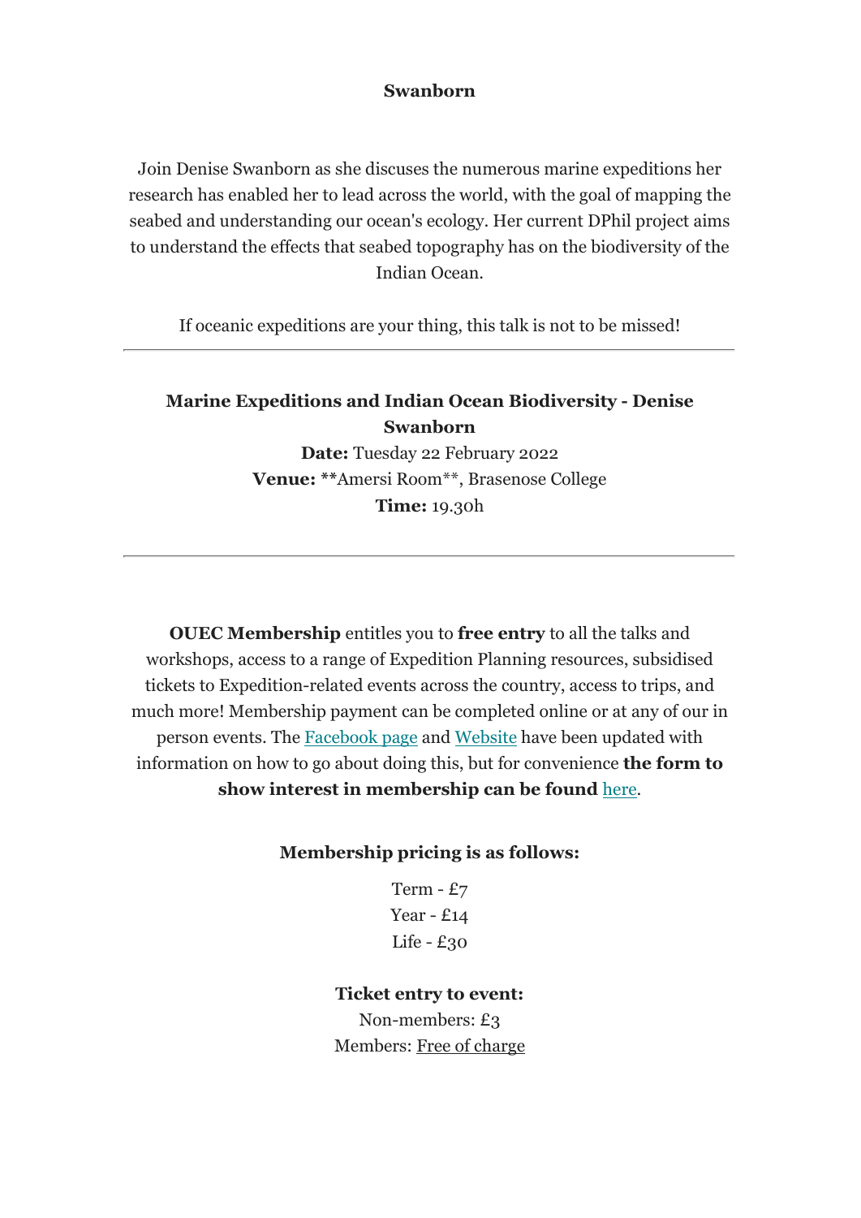**Swanborn**

Join Denise Swanborn as she discuses the numerous marine expeditions her research has enabled her to lead across the world, with the goal of mapping the seabed and understanding our ocean's ecology. Her current DPhil project aims to understand the effects that seabed topography has on the biodiversity of the Indian Ocean.

If oceanic expeditions are your thing, this talk is not to be missed!

---

**Marine Expeditions and Indian Ocean Biodiversity - Denise Swanborn**
**Date:** Tuesday 22 February 2022
**Venue:** **Amersi Room**, Brasenose College
**Time:** 19.30h

---

**OUEC Membership** entitles you to **free entry** to all the talks and workshops, access to a range of Expedition Planning resources, subsidised tickets to Expedition-related events across the country, access to trips, and much more! Membership payment can be completed online or at any of our in person events. The Facebook page and Website have been updated with information on how to go about doing this, but for convenience **the form to show interest in membership can be found** here.

**Membership pricing is as follows:**

Term - £7
Year - £14
Life - £30

**Ticket entry to event:**
Non-members: £3
Members: Free of charge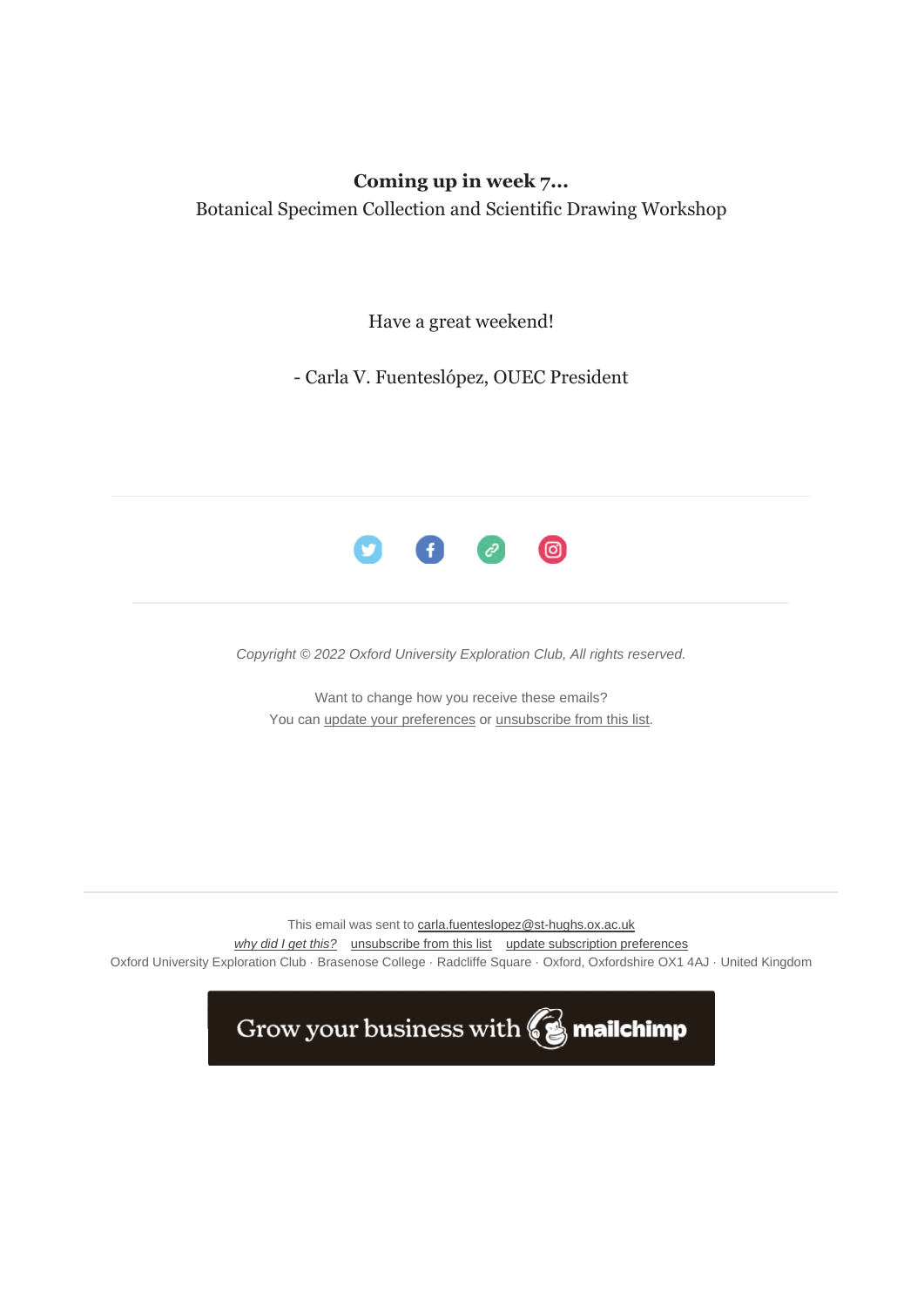**Coming up in week 7...**

Botanical Specimen Collection and Scientific Drawing Workshop

Have a great weekend!

- Carla V. Fuenteslópez, OUEC President

---

*Copyright © 2022 Oxford University Exploration Club, All rights reserved.*

Want to change how you receive these emails?
You can update your preferences or unsubscribe from this list.

---

This email was sent to carla.fuenteslopez@st-hughs.ox.ac.uk

*why did I get this?* unsubscribe from this list update subscription preferences

Oxford University Exploration Club · Brasenose College · Radcliffe Square · Oxford, Oxfordshire OX1 4AJ · United Kingdom

Grow your business with mailchimp